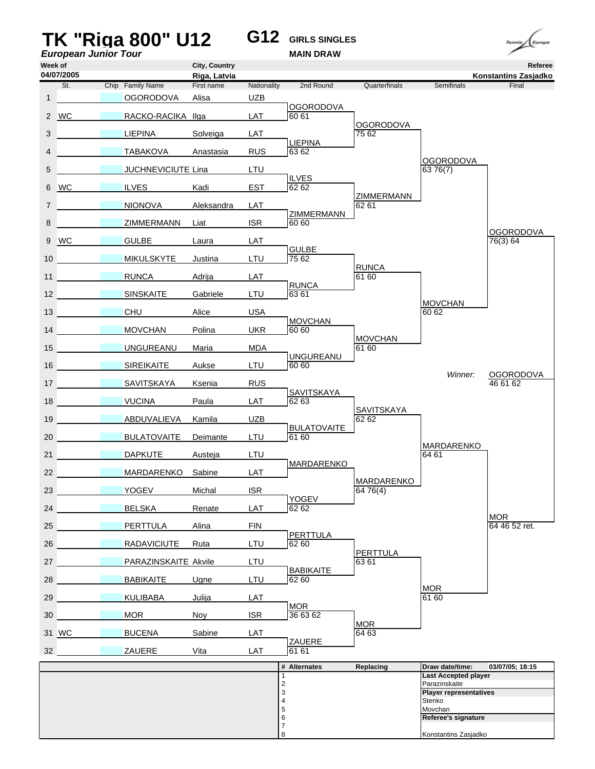# TK "Riga 800" U12

***European Junior Tour***

## G12 GIRLS SINGLES

**MAIN DRAW**

| Week of | City, Country | Referee |
|---|---|---|
| 04/07/2005 | Riga, Latvia | Konstantins Zasjadko |

| # | St. | Chip | Family Name | First name | Nationality |
|---|---|---|---|---|---|
| 1 | | | OGORODOVA | Alisa | UZB |
| 2 | WC | | RACKO-RACIKA | Ilga | LAT |
| 3 | | | LIEPINA | Solveiga | LAT |
| 4 | | | TABAKOVA | Anastasia | RUS |
| 5 | | | JUCHNEVICIUTE | Lina | LTU |
| 6 | WC | | ILVES | Kadi | EST |
| 7 | | | NIONOVA | Aleksandra | LAT |
| 8 | | | ZIMMERMANN | Liat | ISR |
| 9 | WC | | GULBE | Laura | LAT |
| 10 | | | MIKULSKYTE | Justina | LTU |
| 11 | | | RUNCA | Adrija | LAT |
| 12 | | | SINSKAITE | Gabriele | LTU |
| 13 | | | CHU | Alice | USA |
| 14 | | | MOVCHAN | Polina | UKR |
| 15 | | | UNGUREANU | Maria | MDA |
| 16 | | | SIREIKAITE | Aukse | LTU |
| 17 | | | SAVITSKAYA | Ksenia | RUS |
| 18 | | | VUCINA | Paula | LAT |
| 19 | | | ABDUVALIEVA | Kamila | UZB |
| 20 | | | BULATOVAITE | Deimante | LTU |
| 21 | | | DAPKUTE | Austeja | LTU |
| 22 | | | MARDARENKO | Sabine | LAT |
| 23 | | | YOGEV | Michal | ISR |
| 24 | | | BELSKA | Renate | LAT |
| 25 | | | PERTTULA | Alina | FIN |
| 26 | | | RADAVICIUTE | Ruta | LTU |
| 27 | | | PARAZINSKAITE | Akvile | LTU |
| 28 | | | BABIKAITE | Ugne | LTU |
| 29 | | | KULIBABA | Julija | LAT |
| 30 | | | MOR | Noy | ISR |
| 31 | WC | | BUCENA | Sabine | LAT |
| 32 | | | ZAUERE | Vita | LAT |

**2nd Round**

| Match | Winner | Score |
|---|---|---|
| 1–2 | OGORODOVA | 60 61 |
| 3–4 | LIEPINA | 63 62 |
| 5–6 | ILVES | 62 62 |
| 7–8 | ZIMMERMANN | 60 60 |
| 9–10 | GULBE | 75 62 |
| 11–12 | RUNCA | 63 61 |
| 13–14 | MOVCHAN | 60 60 |
| 15–16 | UNGUREANU | 60 60 |
| 17–18 | SAVITSKAYA | 62 63 |
| 19–20 | BULATOVAITE | 61 60 |
| 21–22 | MARDARENKO | |
| 23–24 | YOGEV | 62 62 |
| 25–26 | PERTTULA | 62 60 |
| 27–28 | BABIKAITE | 62 60 |
| 29–30 | MOR | 36 63 62 |
| 31–32 | ZAUERE | 61 61 |

**Quarterfinals**

| Winner | Score |
|---|---|
| OGORODOVA | 75 62 |
| ZIMMERMANN | 62 61 |
| RUNCA | 61 60 |
| MOVCHAN | 61 60 |
| SAVITSKAYA | 62 62 |
| MARDARENKO | 64 76(4) |
| PERTTULA | 63 61 |
| MOR | 64 63 |

**Semifinals**

| Winner | Score |
|---|---|
| OGORODOVA | 63 76(7) |
| MOVCHAN | 60 62 |
| MARDARENKO | 64 61 |
| MOR | 61 60 |

**Final**

| Winner | Score |
|---|---|
| OGORODOVA | 76(3) 64 |
| MOR | 64 46 52 ret. |

*Winner:* OGORODOVA 46 61 62

| # | Alternates | Replacing |
|---|---|---|
| 1 | | |
| 2 | | |
| 3 | | |
| 4 | | |
| 5 | | |
| 6 | | |
| 7 | | |
| 8 | | |

**Draw date/time:** 03/07/05; 18:15

**Last Accepted player**
Parazinskaite

**Player representatives**
Stenko
Movchan

**Referee's signature**
Konstantins Zasjadko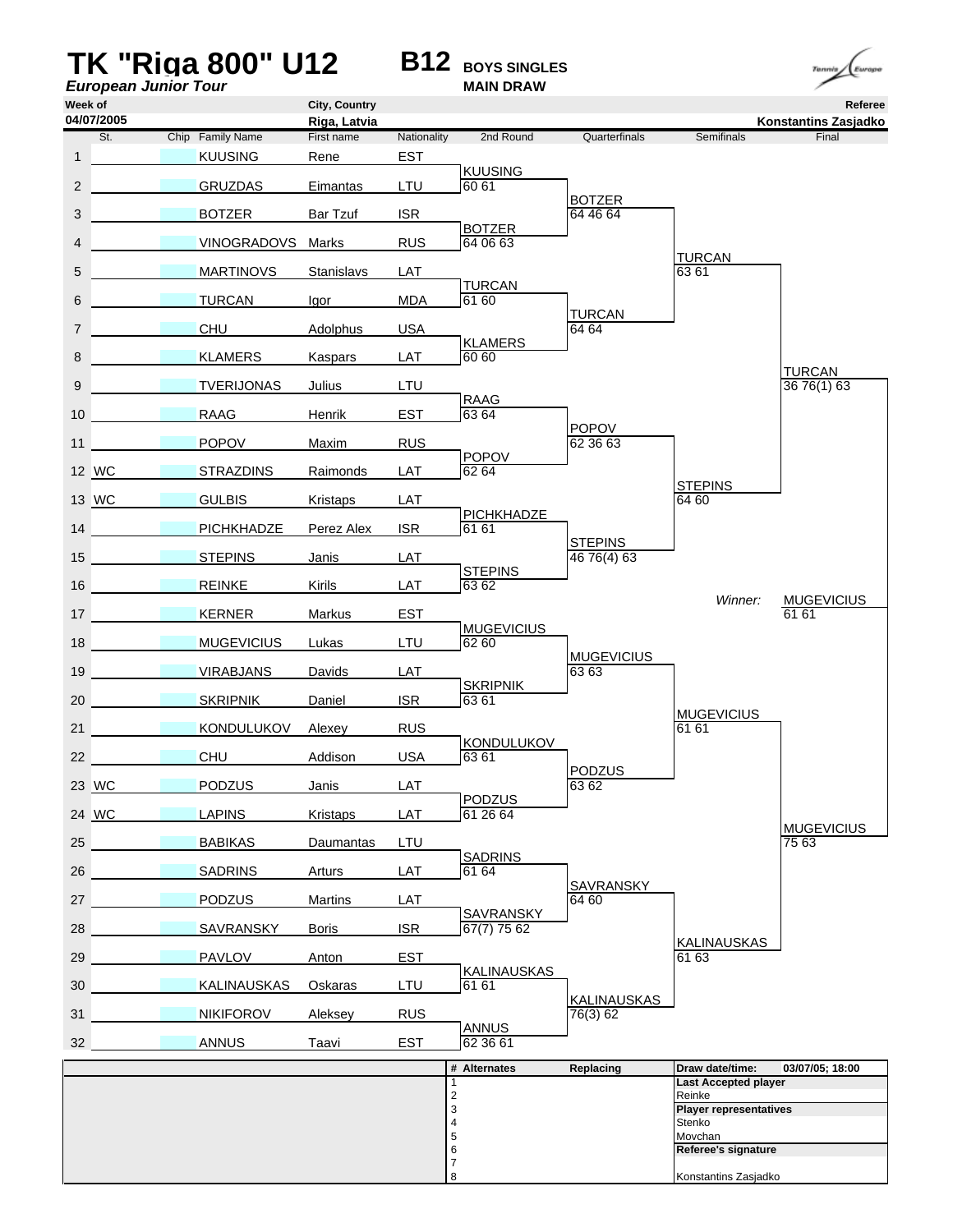# TK "Riga 800" U12

**B12** **BOYS SINGLES**
**MAIN DRAW**

*European Junior Tour*

| Week of | City, Country | Referee |
|---|---|---|
| 04/07/2005 | Riga, Latvia | Konstantins Zasjadko |

| # | St. | Chip | Family Name | First name | Nationality |
|---|---|---|---|---|---|
| 1 | | | KUUSING | Rene | EST |
| 2 | | | GRUZDAS | Eimantas | LTU |
| 3 | | | BOTZER | Bar Tzuf | ISR |
| 4 | | | VINOGRADOVS | Marks | RUS |
| 5 | | | MARTINOVS | Stanislavs | LAT |
| 6 | | | TURCAN | Igor | MDA |
| 7 | | | CHU | Adolphus | USA |
| 8 | | | KLAMERS | Kaspars | LAT |
| 9 | | | TVERIJONAS | Julius | LTU |
| 10 | | | RAAG | Henrik | EST |
| 11 | | | POPOV | Maxim | RUS |
| 12 | WC | | STRAZDINS | Raimonds | LAT |
| 13 | WC | | GULBIS | Kristaps | LAT |
| 14 | | | PICHKHADZE | Perez Alex | ISR |
| 15 | | | STEPINS | Janis | LAT |
| 16 | | | REINKE | Kirils | LAT |
| 17 | | | KERNER | Markus | EST |
| 18 | | | MUGEVICIUS | Lukas | LTU |
| 19 | | | VIRABJANS | Davids | LAT |
| 20 | | | SKRIPNIK | Daniel | ISR |
| 21 | | | KONDULUKOV | Alexey | RUS |
| 22 | | | CHU | Addison | USA |
| 23 | WC | | PODZUS | Janis | LAT |
| 24 | WC | | LAPINS | Kristaps | LAT |
| 25 | | | BABIKAS | Daumantas | LTU |
| 26 | | | SADRINS | Arturs | LAT |
| 27 | | | PODZUS | Martins | LAT |
| 28 | | | SAVRANSKY | Boris | ISR |
| 29 | | | PAVLOV | Anton | EST |
| 30 | | | KALINAUSKAS | Oskaras | LTU |
| 31 | | | NIKIFOROV | Aleksey | RUS |
| 32 | | | ANNUS | Taavi | EST |

**2nd Round**

| Match | Winner | Score |
|---|---|---|
| 1–2 | KUUSING | 60 61 |
| 3–4 | BOTZER | 64 06 63 |
| 5–6 | TURCAN | 61 60 |
| 7–8 | KLAMERS | 60 60 |
| 9–10 | RAAG | 63 64 |
| 11–12 | POPOV | 62 64 |
| 13–14 | PICHKHADZE | 61 61 |
| 15–16 | STEPINS | 63 62 |
| 17–18 | MUGEVICIUS | 62 60 |
| 19–20 | SKRIPNIK | 63 61 |
| 21–22 | KONDULUKOV | 63 61 |
| 23–24 | PODZUS | 61 26 64 |
| 25–26 | SADRINS | 61 64 |
| 27–28 | SAVRANSKY | 67(7) 75 62 |
| 29–30 | KALINAUSKAS | 61 61 |
| 31–32 | ANNUS | 62 36 61 |

**Quarterfinals**

| Winner | Score |
|---|---|
| BOTZER | 64 46 64 |
| TURCAN | 64 64 |
| POPOV | 62 36 63 |
| STEPINS | 46 76(4) 63 |
| MUGEVICIUS | 63 63 |
| PODZUS | 63 62 |
| SAVRANSKY | 64 60 |
| KALINAUSKAS | 76(3) 62 |

**Semifinals**

| Winner | Score |
|---|---|
| TURCAN | 63 61 |
| STEPINS | 64 60 |
| MUGEVICIUS | 61 61 |
| KALINAUSKAS | 61 63 |

**Final**

| Winner | Score |
|---|---|
| TURCAN | 36 76(1) 63 |
| MUGEVICIUS | 75 63 |

*Winner:* MUGEVICIUS 61 61

| # | Alternates | Replacing |
|---|---|---|
| 1 | | |
| 2 | | |
| 3 | | |
| 4 | | |
| 5 | | |
| 6 | | |
| 7 | | |
| 8 | | |

**Draw date/time:** 03/07/05; 18:00

**Last Accepted player**
Reinke

**Player representatives**
Stenko
Movchan

**Referee's signature**
Konstantins Zasjadko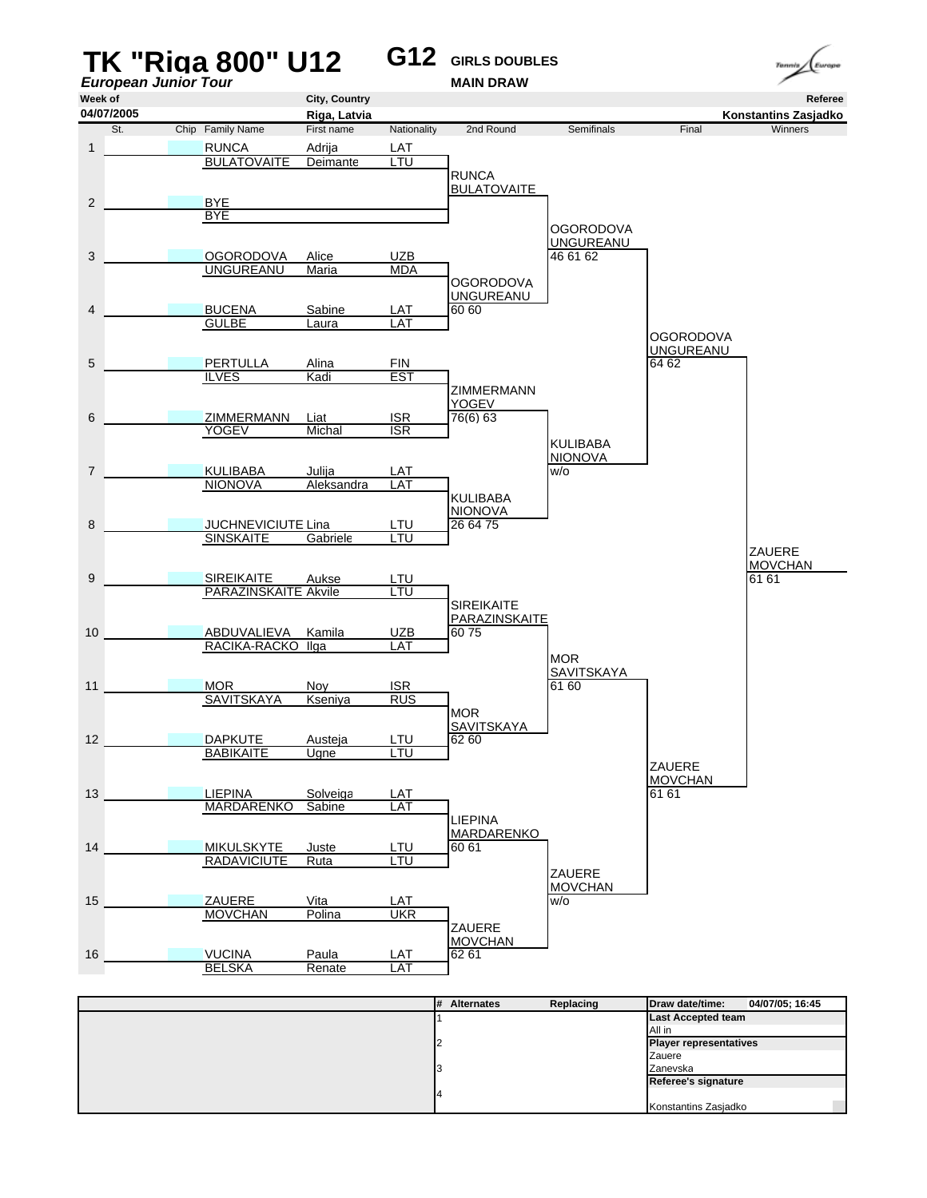# TK "Riga 800" U12

*European Junior Tour*

**G12** GIRLS DOUBLES

MAIN DRAW

| Week of | City, Country | Referee |
|---|---|---|
| 04/07/2005 | Riga, Latvia | Konstantins Zasjadko |

| | St. | Chip | Family Name | First name | Nationality | 2nd Round | Semifinals | Final | Winners |
|---|---|---|---|---|---|---|---|---|---|
| 1 | | | RUNCA | Adrija | LAT | | | | |
| | | | BULATOVAITE | Deimante | LTU | RUNCA / BULATOVAITE | | | |
| 2 | | | BYE | | | | | | |
| | | | BYE | | | | OGORODOVA / UNGUREANU 46 61 62 | | |
| 3 | | | OGORODOVA | Alice | UZB | | | | |
| | | | UNGUREANU | Maria | MDA | OGORODOVA / UNGUREANU 60 60 | | | |
| 4 | | | BUCENA | Sabine | LAT | | | | |
| | | | GULBE | Laura | LAT | | | OGORODOVA / UNGUREANU 64 62 | |
| 5 | | | PERTULLA | Alina | FIN | | | | |
| | | | ILVES | Kadi | EST | ZIMMERMANN / YOGEV 76(6) 63 | | | |
| 6 | | | ZIMMERMANN | Liat | ISR | | | | |
| | | | YOGEV | Michal | ISR | | KULIBABA / NIONOVA w/o | | |
| 7 | | | KULIBABA | Julija | LAT | | | | |
| | | | NIONOVA | Aleksandra | LAT | KULIBABA / NIONOVA 26 64 75 | | | |
| 8 | | | JUCHNEVICIUTE | Lina | LTU | | | | |
| | | | SINSKAITE | Gabriele | LTU | | | | ZAUERE / MOVCHAN 61 61 |
| 9 | | | SIREIKAITE | Aukse | LTU | | | | |
| | | | PARAZINSKAITE | Akvile | LTU | SIREIKAITE / PARAZINSKAITE 60 75 | | | |
| 10 | | | ABDUVALIEVA | Kamila | UZB | | | | |
| | | | RACIKA-RACKO | Ilga | LAT | | MOR / SAVITSKAYA 61 60 | | |
| 11 | | | MOR | Noy | ISR | | | | |
| | | | SAVITSKAYA | Kseniya | RUS | MOR / SAVITSKAYA 62 60 | | | |
| 12 | | | DAPKUTE | Austeja | LTU | | | | |
| | | | BABIKAITE | Ugne | LTU | | | ZAUERE / MOVCHAN 61 61 | |
| 13 | | | LIEPINA | Solveiga | LAT | | | | |
| | | | MARDARENKO | Sabine | LAT | LIEPINA / MARDARENKO 60 61 | | | |
| 14 | | | MIKULSKYTE | Juste | LTU | | | | |
| | | | RADAVICIUTE | Ruta | LTU | | ZAUERE / MOVCHAN w/o | | |
| 15 | | | ZAUERE | Vita | LAT | | | | |
| | | | MOVCHAN | Polina | UKR | ZAUERE / MOVCHAN 62 61 | | | |
| 16 | | | VUCINA | Paula | LAT | | | | |
| | | | BELSKA | Renate | LAT | | | | |

| # | Alternates | Replacing |
|---|---|---|
| 1 | | |
| 2 | | |
| 3 | | |
| 4 | | |

**Draw date/time:** 04/07/05; 16:45

**Last Accepted team**
All in

**Player representatives**
Zauere
Zanevska

**Referee's signature**
Konstantins Zasjadko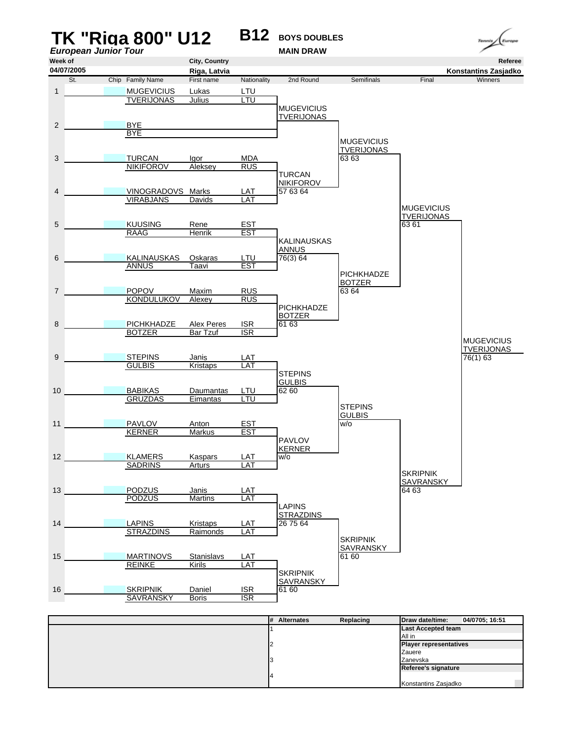# TK "Riga 800" U12

**B12** **BOYS DOUBLES**

*European Junior Tour*

**MAIN DRAW**

| Week of | City, Country | Referee |
|---|---|---|
| 04/07/2005 | Riga, Latvia | Konstantins Zasjadko |

| St. | Chip | Family Name | First name | Nationality |
|---|---|---|---|---|
| 1 | | MUGEVICIUS | Lukas | LTU |
| | | TVERIJONAS | Julius | LTU |
| 2 | | BYE | | |
| | | BYE | | |
| 3 | | TURCAN | Igor | MDA |
| | | NIKIFOROV | Aleksey | RUS |
| 4 | | VINOGRADOVS | Marks | LAT |
| | | VIRABJANS | Davids | LAT |
| 5 | | KUUSING | Rene | EST |
| | | RAAG | Henrik | EST |
| 6 | | KALINAUSKAS | Oskaras | LTU |
| | | ANNUS | Taavi | EST |
| 7 | | POPOV | Maxim | RUS |
| | | KONDULUKOV | Alexey | RUS |
| 8 | | PICHKHADZE | Alex Peres | ISR |
| | | BOTZER | Bar Tzuf | ISR |
| 9 | | STEPINS | Janis | LAT |
| | | GULBIS | Kristaps | LAT |
| 10 | | BABIKAS | Daumantas | LTU |
| | | GRUZDAS | Eimantas | LTU |
| 11 | | PAVLOV | Anton | EST |
| | | KERNER | Markus | EST |
| 12 | | KLAMERS | Kaspars | LAT |
| | | SADRINS | Arturs | LAT |
| 13 | | PODZUS | Janis | LAT |
| | | PODZUS | Martins | LAT |
| 14 | | LAPINS | Kristaps | LAT |
| | | STRAZDINS | Raimonds | LAT |
| 15 | | MARTINOVS | Stanislavs | LAT |
| | | REINKE | Kirils | LAT |
| 16 | | SKRIPNIK | Daniel | ISR |
| | | SAVRANSKY | Boris | ISR |

**2nd Round**
- MUGEVICIUS / TVERIJONAS
- TURCAN / NIKIFOROV 57 63 64
- KALINAUSKAS / ANNUS 76(3) 64
- PICHKHADZE / BOTZER 61 63
- STEPINS / GULBIS 62 60
- PAVLOV / KERNER w/o
- LAPINS / STRAZDINS 26 75 64
- SKRIPNIK / SAVRANSKY 61 60

**Semifinals**
- MUGEVICIUS / TVERIJONAS 63 63
- PICHKHADZE / BOTZER 63 64
- STEPINS / GULBIS w/o
- SKRIPNIK / SAVRANSKY 61 60

**Final**
- MUGEVICIUS / TVERIJONAS 63 61
- SKRIPNIK / SAVRANSKY 64 63

**Winners**
- MUGEVICIUS / TVERIJONAS 76(1) 63

| # | Alternates | Replacing |
|---|---|---|
| 1 | | |
| 2 | | |
| 3 | | |
| 4 | | |

**Draw date/time:** 04/0705; 16:51

**Last Accepted team**
All in

**Player representatives**
Zauere
Zanevska

**Referee's signature**
Konstantins Zasjadko